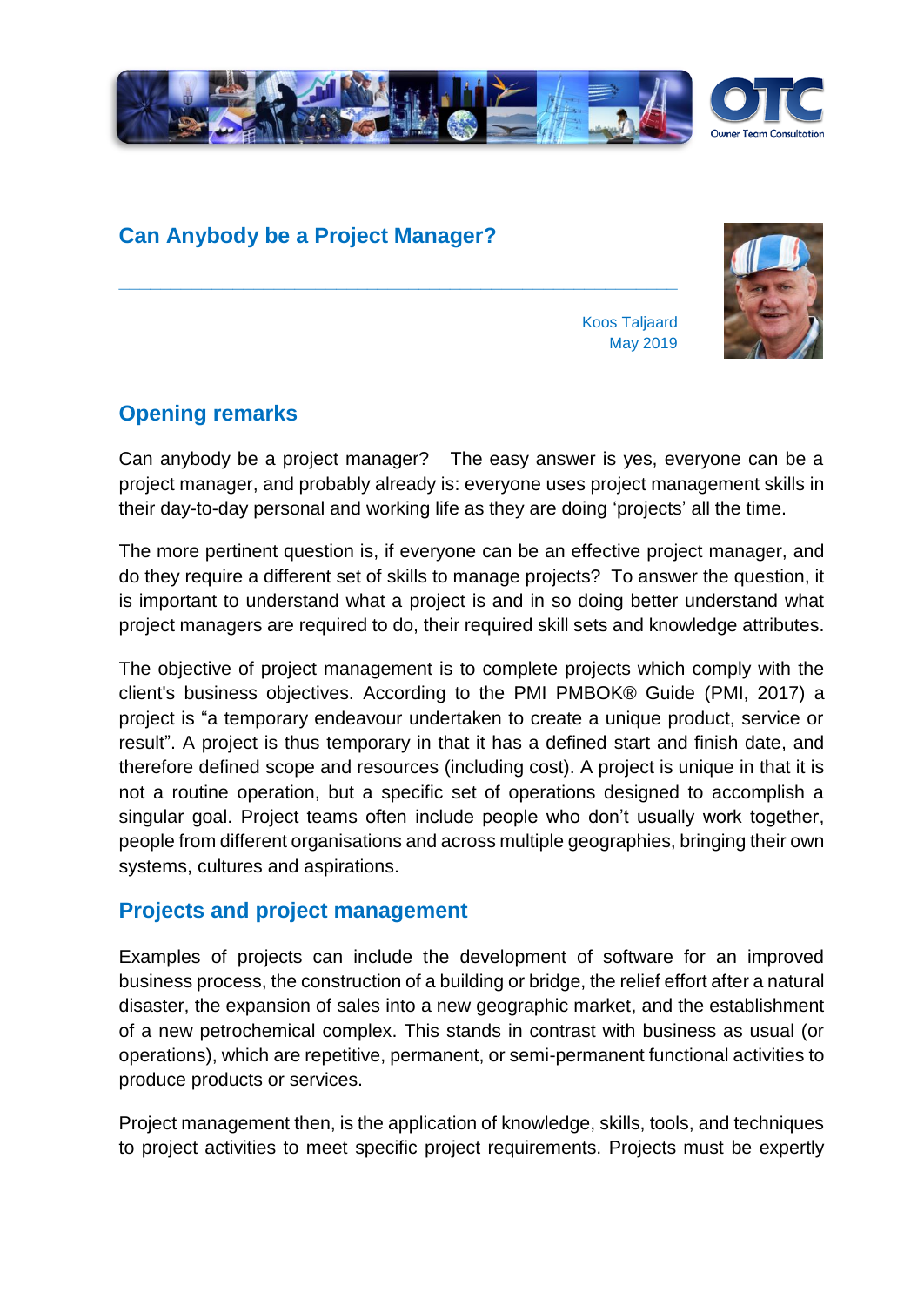# Can Anybody be a Project Manager?

Koos Taljaard
May 2019

## Opening remarks

Can anybody be a project manager? The easy answer is yes, everyone can be a project manager, and probably already is: everyone uses project management skills in their day-to-day personal and working life as they are doing 'projects' all the time.

The more pertinent question is, if everyone can be an effective project manager, and do they require a different set of skills to manage projects? To answer the question, it is important to understand what a project is and in so doing better understand what project managers are required to do, their required skill sets and knowledge attributes.

The objective of project management is to complete projects which comply with the client's business objectives. According to the PMI PMBOK® Guide (PMI, 2017) a project is "a temporary endeavour undertaken to create a unique product, service or result". A project is thus temporary in that it has a defined start and finish date, and therefore defined scope and resources (including cost). A project is unique in that it is not a routine operation, but a specific set of operations designed to accomplish a singular goal. Project teams often include people who don't usually work together, people from different organisations and across multiple geographies, bringing their own systems, cultures and aspirations.

## Projects and project management

Examples of projects can include the development of software for an improved business process, the construction of a building or bridge, the relief effort after a natural disaster, the expansion of sales into a new geographic market, and the establishment of a new petrochemical complex. This stands in contrast with business as usual (or operations), which are repetitive, permanent, or semi-permanent functional activities to produce products or services.

Project management then, is the application of knowledge, skills, tools, and techniques to project activities to meet specific project requirements. Projects must be expertly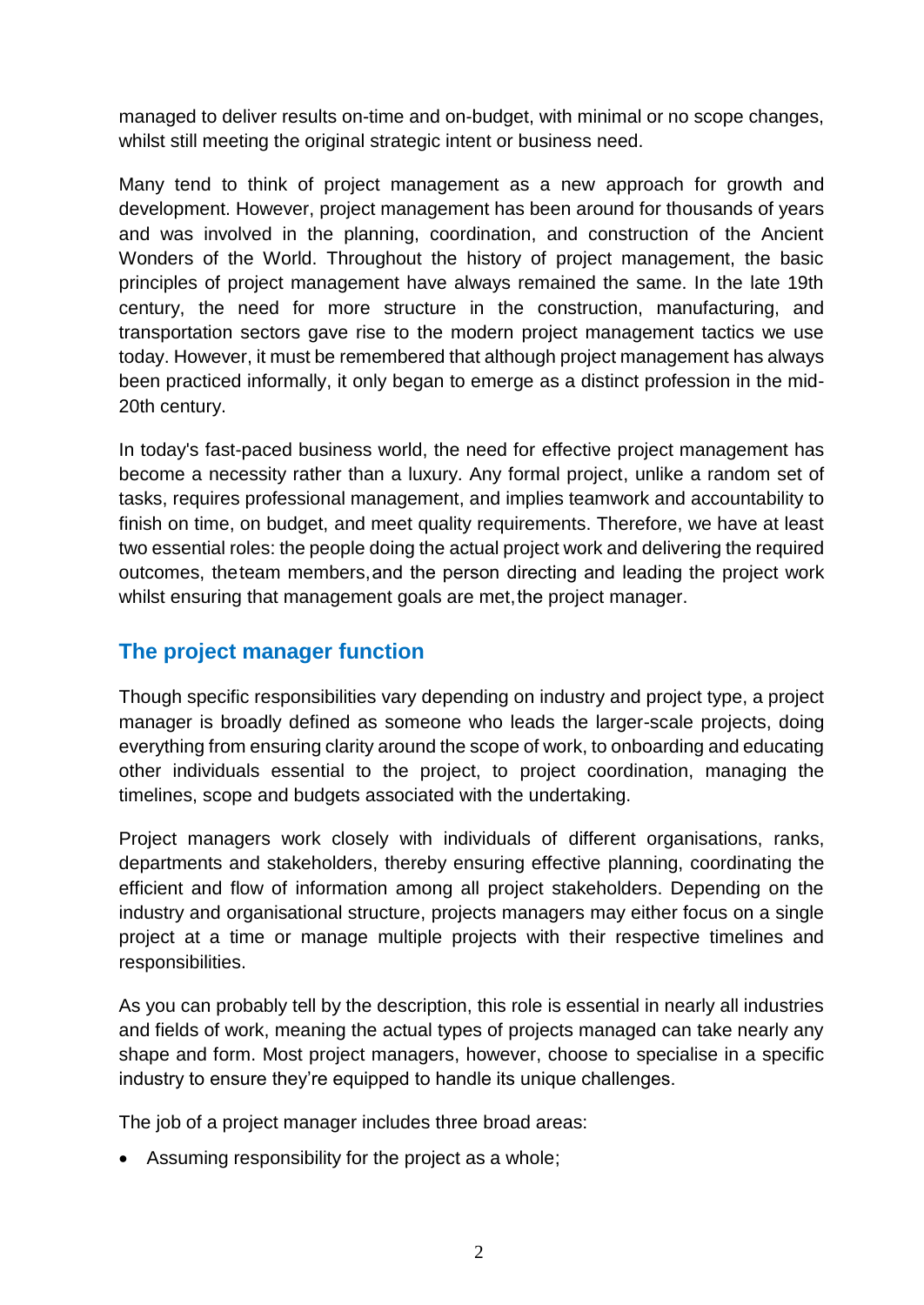managed to deliver results on-time and on-budget, with minimal or no scope changes, whilst still meeting the original strategic intent or business need.

Many tend to think of project management as a new approach for growth and development. However, project management has been around for thousands of years and was involved in the planning, coordination, and construction of the Ancient Wonders of the World. Throughout the history of project management, the basic principles of project management have always remained the same. In the late 19th century, the need for more structure in the construction, manufacturing, and transportation sectors gave rise to the modern project management tactics we use today. However, it must be remembered that although project management has always been practiced informally, it only began to emerge as a distinct profession in the mid-20th century.

In today's fast-paced business world, the need for effective project management has become a necessity rather than a luxury. Any formal project, unlike a random set of tasks, requires professional management, and implies teamwork and accountability to finish on time, on budget, and meet quality requirements. Therefore, we have at least two essential roles: the people doing the actual project work and delivering the required outcomes, theteam members,and the person directing and leading the project work whilst ensuring that management goals are met,the project manager.

## The project manager function

Though specific responsibilities vary depending on industry and project type, a project manager is broadly defined as someone who leads the larger-scale projects, doing everything from ensuring clarity around the scope of work, to onboarding and educating other individuals essential to the project, to project coordination, managing the timelines, scope and budgets associated with the undertaking.

Project managers work closely with individuals of different organisations, ranks, departments and stakeholders, thereby ensuring effective planning, coordinating the efficient and flow of information among all project stakeholders. Depending on the industry and organisational structure, projects managers may either focus on a single project at a time or manage multiple projects with their respective timelines and responsibilities.

As you can probably tell by the description, this role is essential in nearly all industries and fields of work, meaning the actual types of projects managed can take nearly any shape and form. Most project managers, however, choose to specialise in a specific industry to ensure they're equipped to handle its unique challenges.

The job of a project manager includes three broad areas:

- Assuming responsibility for the project as a whole;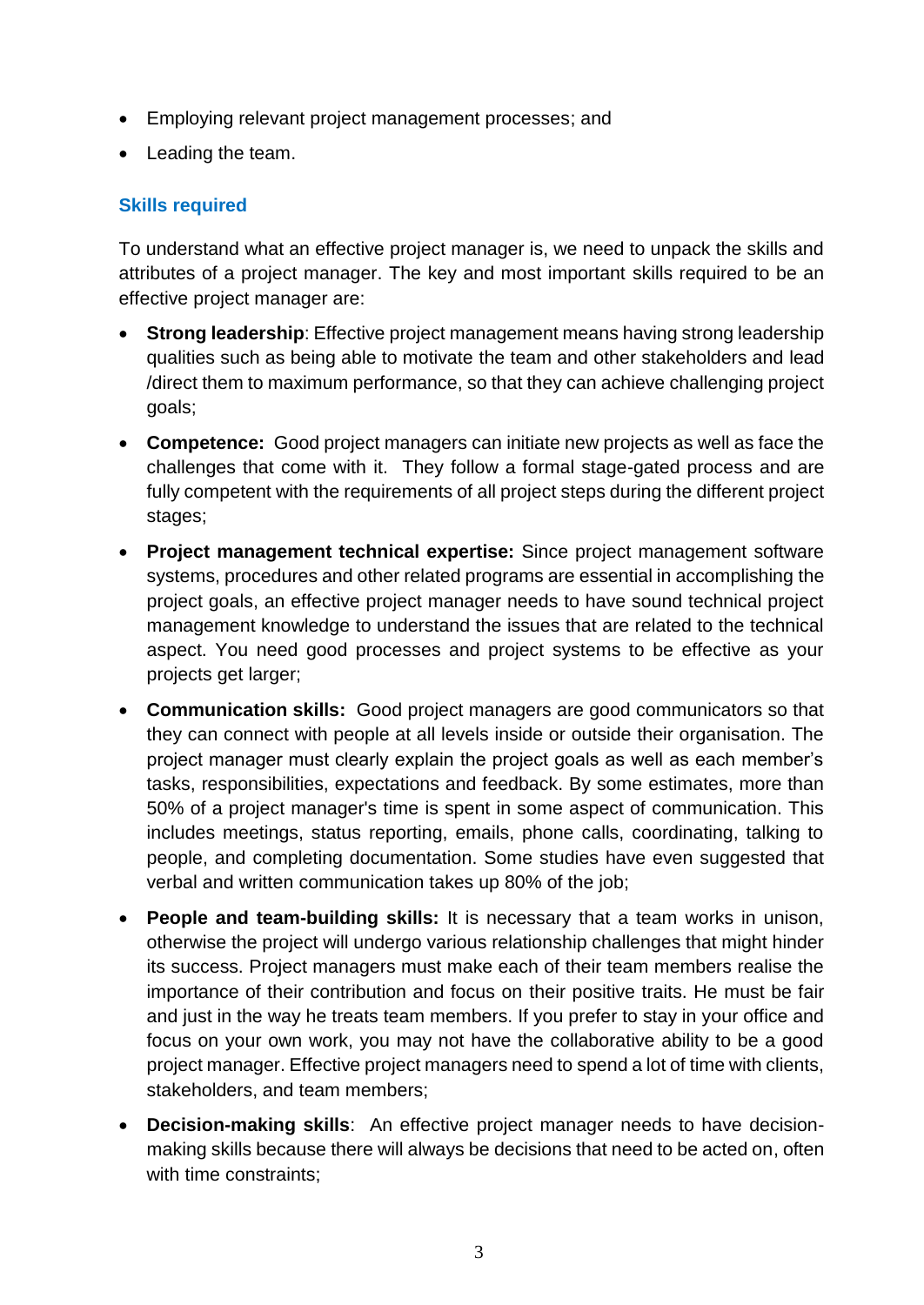- Employing relevant project management processes; and
- Leading the team.

### Skills required

To understand what an effective project manager is, we need to unpack the skills and attributes of a project manager. The key and most important skills required to be an effective project manager are:

- **Strong leadership**: Effective project management means having strong leadership qualities such as being able to motivate the team and other stakeholders and lead /direct them to maximum performance, so that they can achieve challenging project goals;
- **Competence:** Good project managers can initiate new projects as well as face the challenges that come with it. They follow a formal stage-gated process and are fully competent with the requirements of all project steps during the different project stages;
- **Project management technical expertise:** Since project management software systems, procedures and other related programs are essential in accomplishing the project goals, an effective project manager needs to have sound technical project management knowledge to understand the issues that are related to the technical aspect. You need good processes and project systems to be effective as your projects get larger;
- **Communication skills:** Good project managers are good communicators so that they can connect with people at all levels inside or outside their organisation. The project manager must clearly explain the project goals as well as each member's tasks, responsibilities, expectations and feedback. By some estimates, more than 50% of a project manager's time is spent in some aspect of communication. This includes meetings, status reporting, emails, phone calls, coordinating, talking to people, and completing documentation. Some studies have even suggested that verbal and written communication takes up 80% of the job;
- **People and team-building skills:** It is necessary that a team works in unison, otherwise the project will undergo various relationship challenges that might hinder its success. Project managers must make each of their team members realise the importance of their contribution and focus on their positive traits. He must be fair and just in the way he treats team members. If you prefer to stay in your office and focus on your own work, you may not have the collaborative ability to be a good project manager. Effective project managers need to spend a lot of time with clients, stakeholders, and team members;
- **Decision-making skills**: An effective project manager needs to have decision-making skills because there will always be decisions that need to be acted on, often with time constraints;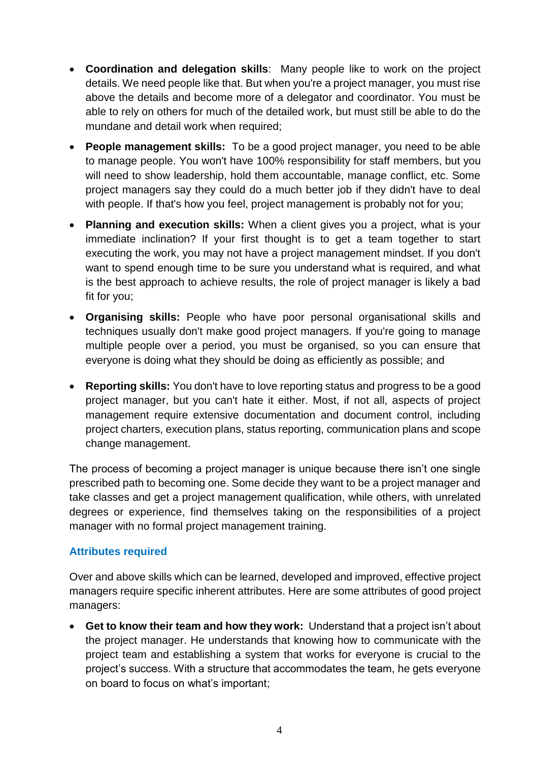- **Coordination and delegation skills**: Many people like to work on the project details. We need people like that. But when you're a project manager, you must rise above the details and become more of a delegator and coordinator. You must be able to rely on others for much of the detailed work, but must still be able to do the mundane and detail work when required;
- **People management skills:** To be a good project manager, you need to be able to manage people. You won't have 100% responsibility for staff members, but you will need to show leadership, hold them accountable, manage conflict, etc. Some project managers say they could do a much better job if they didn't have to deal with people. If that's how you feel, project management is probably not for you;
- **Planning and execution skills:** When a client gives you a project, what is your immediate inclination? If your first thought is to get a team together to start executing the work, you may not have a project management mindset. If you don't want to spend enough time to be sure you understand what is required, and what is the best approach to achieve results, the role of project manager is likely a bad fit for you;
- **Organising skills:** People who have poor personal organisational skills and techniques usually don't make good project managers. If you're going to manage multiple people over a period, you must be organised, so you can ensure that everyone is doing what they should be doing as efficiently as possible; and
- **Reporting skills:** You don't have to love reporting status and progress to be a good project manager, but you can't hate it either. Most, if not all, aspects of project management require extensive documentation and document control, including project charters, execution plans, status reporting, communication plans and scope change management.

The process of becoming a project manager is unique because there isn't one single prescribed path to becoming one. Some decide they want to be a project manager and take classes and get a project management qualification, while others, with unrelated degrees or experience, find themselves taking on the responsibilities of a project manager with no formal project management training.

### Attributes required

Over and above skills which can be learned, developed and improved, effective project managers require specific inherent attributes. Here are some attributes of good project managers:

- **Get to know their team and how they work:** Understand that a project isn't about the project manager. He understands that knowing how to communicate with the project team and establishing a system that works for everyone is crucial to the project's success. With a structure that accommodates the team, he gets everyone on board to focus on what's important;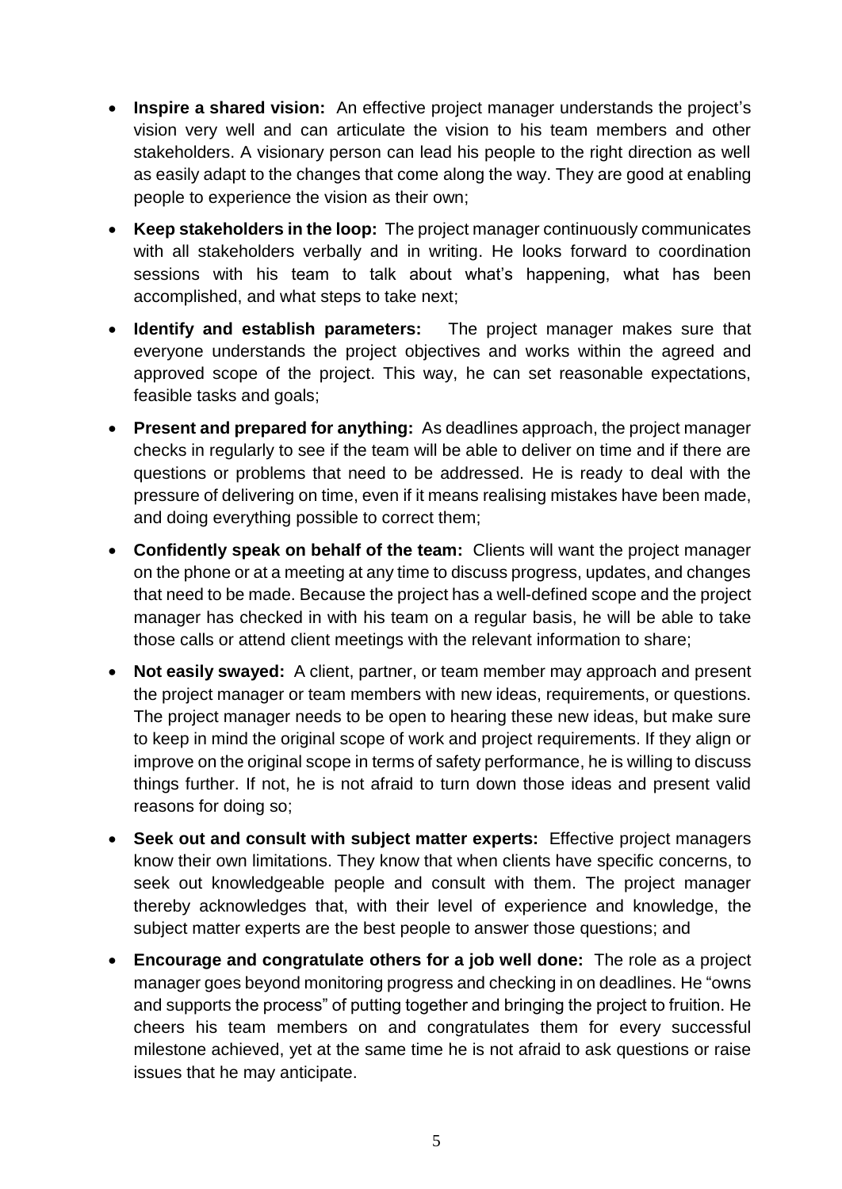- **Inspire a shared vision:** An effective project manager understands the project's vision very well and can articulate the vision to his team members and other stakeholders. A visionary person can lead his people to the right direction as well as easily adapt to the changes that come along the way. They are good at enabling people to experience the vision as their own;
- **Keep stakeholders in the loop:** The project manager continuously communicates with all stakeholders verbally and in writing. He looks forward to coordination sessions with his team to talk about what's happening, what has been accomplished, and what steps to take next;
- **Identify and establish parameters:** The project manager makes sure that everyone understands the project objectives and works within the agreed and approved scope of the project. This way, he can set reasonable expectations, feasible tasks and goals;
- **Present and prepared for anything:** As deadlines approach, the project manager checks in regularly to see if the team will be able to deliver on time and if there are questions or problems that need to be addressed. He is ready to deal with the pressure of delivering on time, even if it means realising mistakes have been made, and doing everything possible to correct them;
- **Confidently speak on behalf of the team:** Clients will want the project manager on the phone or at a meeting at any time to discuss progress, updates, and changes that need to be made. Because the project has a well-defined scope and the project manager has checked in with his team on a regular basis, he will be able to take those calls or attend client meetings with the relevant information to share;
- **Not easily swayed:** A client, partner, or team member may approach and present the project manager or team members with new ideas, requirements, or questions. The project manager needs to be open to hearing these new ideas, but make sure to keep in mind the original scope of work and project requirements. If they align or improve on the original scope in terms of safety performance, he is willing to discuss things further. If not, he is not afraid to turn down those ideas and present valid reasons for doing so;
- **Seek out and consult with subject matter experts:** Effective project managers know their own limitations. They know that when clients have specific concerns, to seek out knowledgeable people and consult with them. The project manager thereby acknowledges that, with their level of experience and knowledge, the subject matter experts are the best people to answer those questions; and
- **Encourage and congratulate others for a job well done:** The role as a project manager goes beyond monitoring progress and checking in on deadlines. He "owns and supports the process" of putting together and bringing the project to fruition. He cheers his team members on and congratulates them for every successful milestone achieved, yet at the same time he is not afraid to ask questions or raise issues that he may anticipate.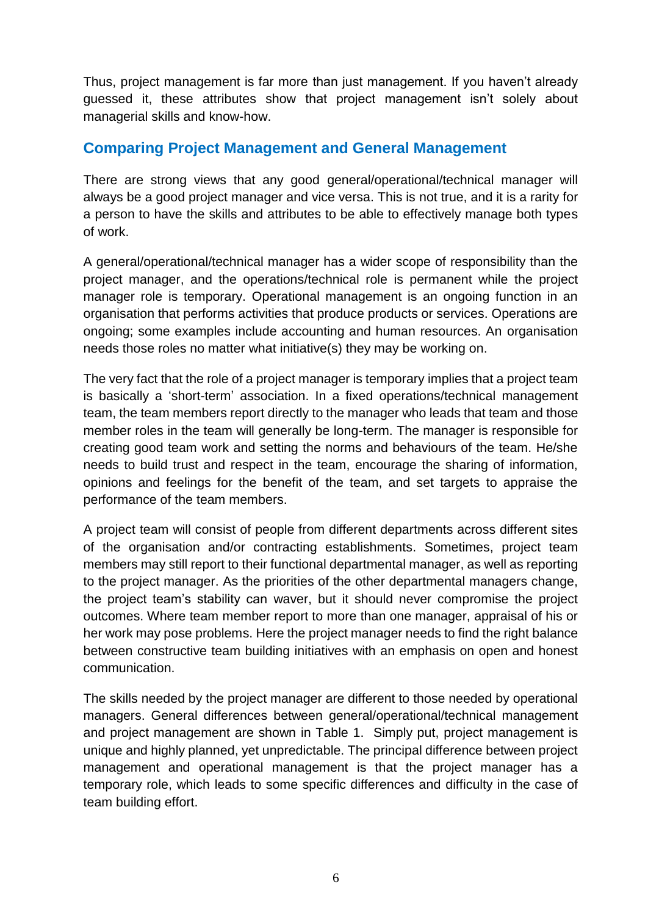Thus, project management is far more than just management. If you haven't already guessed it, these attributes show that project management isn't solely about managerial skills and know-how.

## Comparing Project Management and General Management

There are strong views that any good general/operational/technical manager will always be a good project manager and vice versa. This is not true, and it is a rarity for a person to have the skills and attributes to be able to effectively manage both types of work.

A general/operational/technical manager has a wider scope of responsibility than the project manager, and the operations/technical role is permanent while the project manager role is temporary. Operational management is an ongoing function in an organisation that performs activities that produce products or services. Operations are ongoing; some examples include accounting and human resources. An organisation needs those roles no matter what initiative(s) they may be working on.

The very fact that the role of a project manager is temporary implies that a project team is basically a 'short-term' association. In a fixed operations/technical management team, the team members report directly to the manager who leads that team and those member roles in the team will generally be long-term. The manager is responsible for creating good team work and setting the norms and behaviours of the team. He/she needs to build trust and respect in the team, encourage the sharing of information, opinions and feelings for the benefit of the team, and set targets to appraise the performance of the team members.

A project team will consist of people from different departments across different sites of the organisation and/or contracting establishments. Sometimes, project team members may still report to their functional departmental manager, as well as reporting to the project manager. As the priorities of the other departmental managers change, the project team's stability can waver, but it should never compromise the project outcomes. Where team member report to more than one manager, appraisal of his or her work may pose problems. Here the project manager needs to find the right balance between constructive team building initiatives with an emphasis on open and honest communication.

The skills needed by the project manager are different to those needed by operational managers. General differences between general/operational/technical management and project management are shown in Table 1. Simply put, project management is unique and highly planned, yet unpredictable. The principal difference between project management and operational management is that the project manager has a temporary role, which leads to some specific differences and difficulty in the case of team building effort.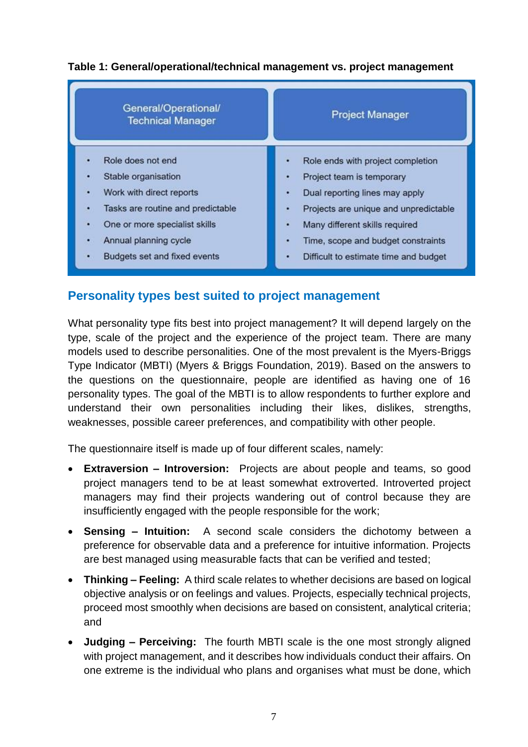**Table 1: General/operational/technical management vs. project management**

| General/Operational/ Technical Manager | Project Manager |
|---|---|
| • Role does not end | • Role ends with project completion |
| • Stable organisation | • Project team is temporary |
| • Work with direct reports | • Dual reporting lines may apply |
| • Tasks are routine and predictable | • Projects are unique and unpredictable |
| • One or more specialist skills | • Many different skills required |
| • Annual planning cycle | • Time, scope and budget constraints |
| • Budgets set and fixed events | • Difficult to estimate time and budget |

## Personality types best suited to project management

What personality type fits best into project management? It will depend largely on the type, scale of the project and the experience of the project team. There are many models used to describe personalities. One of the most prevalent is the Myers-Briggs Type Indicator (MBTI) (Myers & Briggs Foundation, 2019). Based on the answers to the questions on the questionnaire, people are identified as having one of 16 personality types. The goal of the MBTI is to allow respondents to further explore and understand their own personalities including their likes, dislikes, strengths, weaknesses, possible career preferences, and compatibility with other people.

The questionnaire itself is made up of four different scales, namely:

- **Extraversion – Introversion:** Projects are about people and teams, so good project managers tend to be at least somewhat extroverted. Introverted project managers may find their projects wandering out of control because they are insufficiently engaged with the people responsible for the work;
- **Sensing – Intuition:** A second scale considers the dichotomy between a preference for observable data and a preference for intuitive information. Projects are best managed using measurable facts that can be verified and tested;
- **Thinking – Feeling:** A third scale relates to whether decisions are based on logical objective analysis or on feelings and values. Projects, especially technical projects, proceed most smoothly when decisions are based on consistent, analytical criteria; and
- **Judging – Perceiving:** The fourth MBTI scale is the one most strongly aligned with project management, and it describes how individuals conduct their affairs. On one extreme is the individual who plans and organises what must be done, which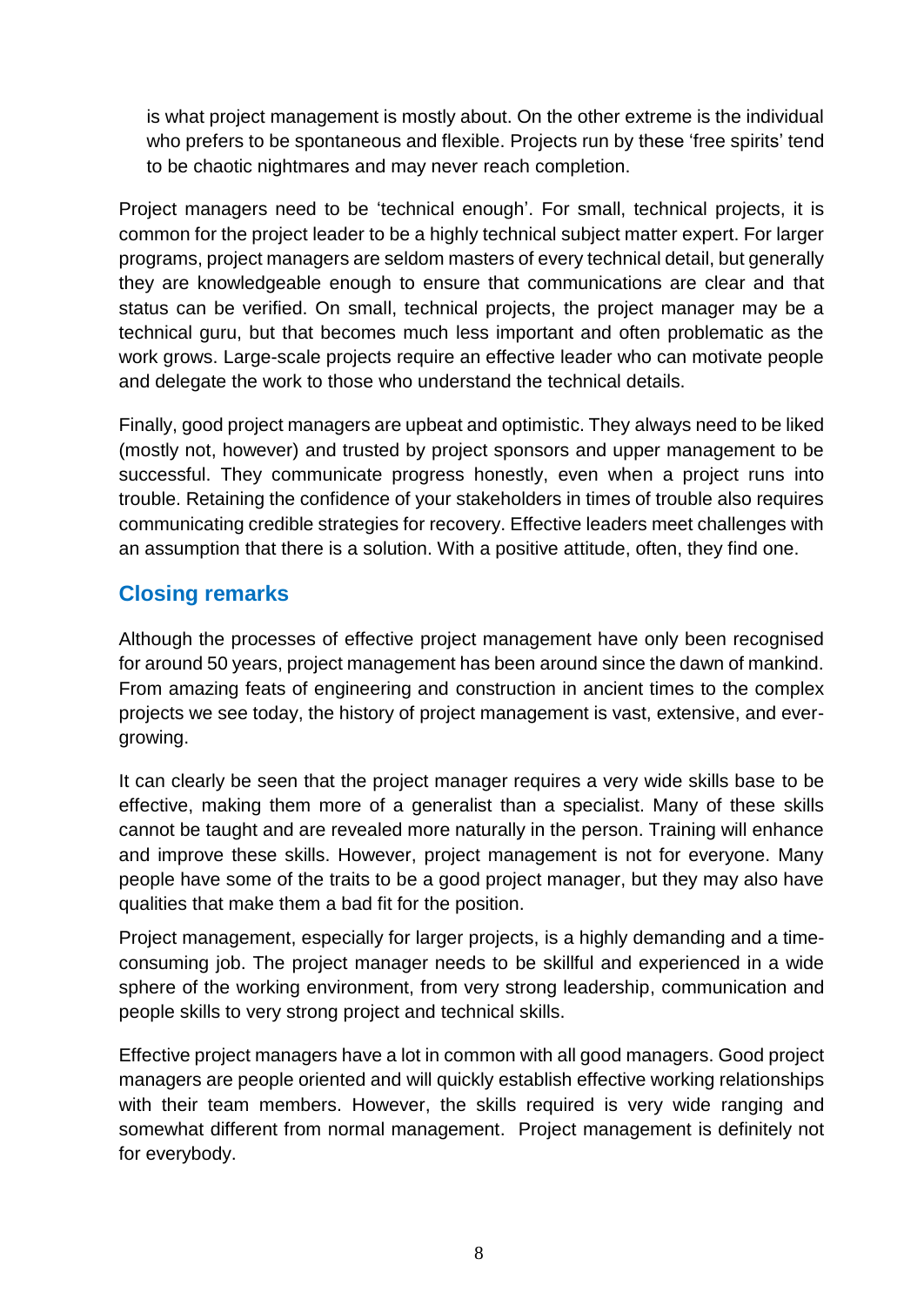is what project management is mostly about. On the other extreme is the individual who prefers to be spontaneous and flexible. Projects run by these 'free spirits' tend to be chaotic nightmares and may never reach completion.

Project managers need to be 'technical enough'. For small, technical projects, it is common for the project leader to be a highly technical subject matter expert. For larger programs, project managers are seldom masters of every technical detail, but generally they are knowledgeable enough to ensure that communications are clear and that status can be verified. On small, technical projects, the project manager may be a technical guru, but that becomes much less important and often problematic as the work grows. Large-scale projects require an effective leader who can motivate people and delegate the work to those who understand the technical details.

Finally, good project managers are upbeat and optimistic. They always need to be liked (mostly not, however) and trusted by project sponsors and upper management to be successful. They communicate progress honestly, even when a project runs into trouble. Retaining the confidence of your stakeholders in times of trouble also requires communicating credible strategies for recovery. Effective leaders meet challenges with an assumption that there is a solution. With a positive attitude, often, they find one.

## Closing remarks

Although the processes of effective project management have only been recognised for around 50 years, project management has been around since the dawn of mankind. From amazing feats of engineering and construction in ancient times to the complex projects we see today, the history of project management is vast, extensive, and ever-growing.

It can clearly be seen that the project manager requires a very wide skills base to be effective, making them more of a generalist than a specialist. Many of these skills cannot be taught and are revealed more naturally in the person. Training will enhance and improve these skills. However, project management is not for everyone. Many people have some of the traits to be a good project manager, but they may also have qualities that make them a bad fit for the position.

Project management, especially for larger projects, is a highly demanding and a time-consuming job. The project manager needs to be skillful and experienced in a wide sphere of the working environment, from very strong leadership, communication and people skills to very strong project and technical skills.

Effective project managers have a lot in common with all good managers. Good project managers are people oriented and will quickly establish effective working relationships with their team members. However, the skills required is very wide ranging and somewhat different from normal management. Project management is definitely not for everybody.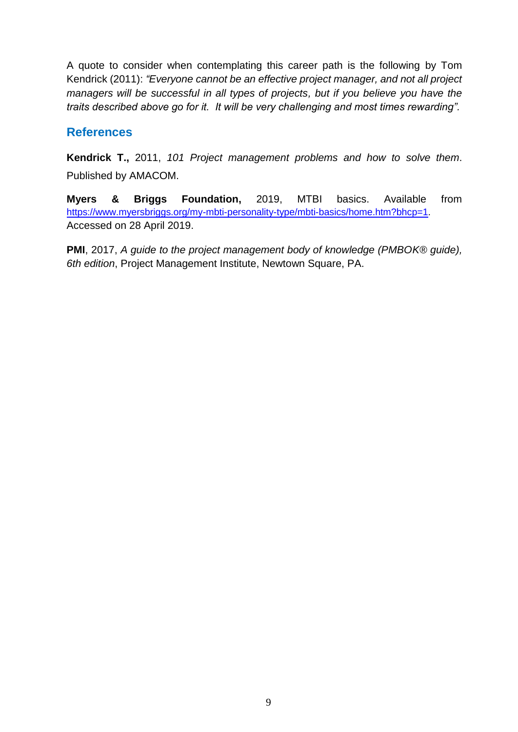A quote to consider when contemplating this career path is the following by Tom Kendrick (2011): *"Everyone cannot be an effective project manager, and not all project managers will be successful in all types of projects, but if you believe you have the traits described above go for it. It will be very challenging and most times rewarding".*

## References

**Kendrick T.,** 2011, *101 Project management problems and how to solve them*. Published by AMACOM.

**Myers & Briggs Foundation,** 2019, MTBI basics. Available from https://www.myersbriggs.org/my-mbti-personality-type/mbti-basics/home.htm?bhcp=1. Accessed on 28 April 2019.

**PMI**, 2017, *A guide to the project management body of knowledge (PMBOK® guide), 6th edition*, Project Management Institute, Newtown Square, PA.